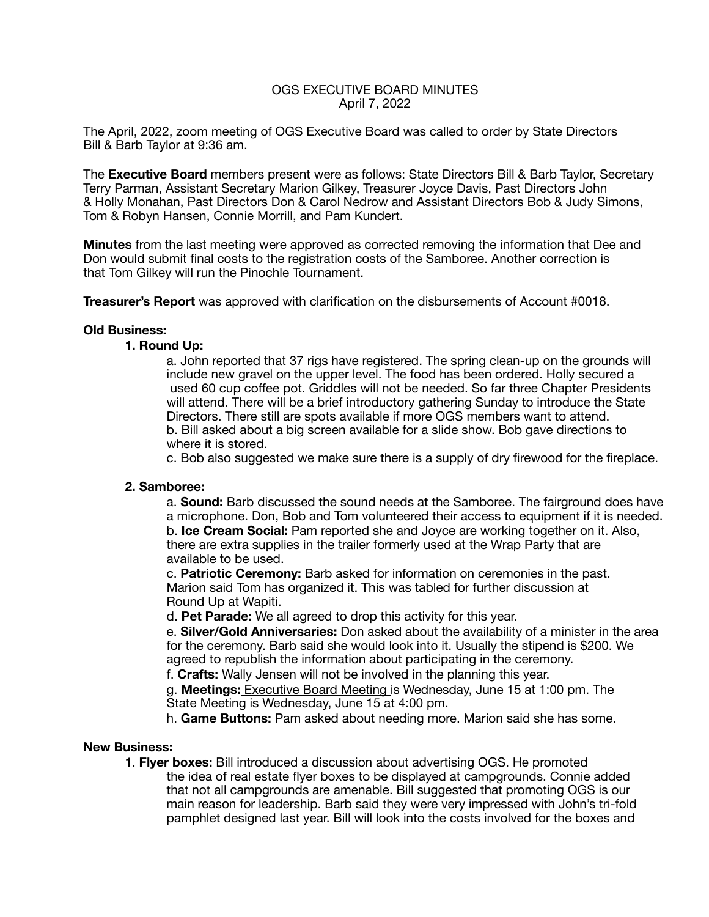OGS EXECUTIVE BOARD MINUTES
April 7, 2022

The April, 2022, zoom meeting of OGS Executive Board was called to order by State Directors Bill & Barb Taylor at 9:36 am.

The **Executive Board** members present were as follows: State Directors Bill & Barb Taylor, Secretary Terry Parman, Assistant Secretary Marion Gilkey, Treasurer Joyce Davis, Past Directors John & Holly Monahan, Past Directors Don & Carol Nedrow and Assistant Directors Bob & Judy Simons, Tom & Robyn Hansen, Connie Morrill, and Pam Kundert.

**Minutes** from the last meeting were approved as corrected removing the information that Dee and Don would submit final costs to the registration costs of the Samboree. Another correction is that Tom Gilkey will run the Pinochle Tournament.

**Treasurer's Report** was approved with clarification on the disbursements of Account #0018.

**Old Business:**

**1. Round Up:**

a. John reported that 37 rigs have registered. The spring clean-up on the grounds will include new gravel on the upper level. The food has been ordered. Holly secured a used 60 cup coffee pot. Griddles will not be needed. So far three Chapter Presidents will attend. There will be a brief introductory gathering Sunday to introduce the State Directors. There still are spots available if more OGS members want to attend.
b. Bill asked about a big screen available for a slide show. Bob gave directions to where it is stored.
c. Bob also suggested we make sure there is a supply of dry firewood for the fireplace.

**2. Samboree:**

a. **Sound:** Barb discussed the sound needs at the Samboree. The fairground does have a microphone. Don, Bob and Tom volunteered their access to equipment if it is needed.
b. **Ice Cream Social:** Pam reported she and Joyce are working together on it. Also, there are extra supplies in the trailer formerly used at the Wrap Party that are available to be used.
c. **Patriotic Ceremony:** Barb asked for information on ceremonies in the past. Marion said Tom has organized it. This was tabled for further discussion at Round Up at Wapiti.
d. **Pet Parade:** We all agreed to drop this activity for this year.
e. **Silver/Gold Anniversaries:** Don asked about the availability of a minister in the area for the ceremony. Barb said she would look into it. Usually the stipend is $200. We agreed to republish the information about participating in the ceremony.
f. **Crafts:** Wally Jensen will not be involved in the planning this year.
g. **Meetings:** Executive Board Meeting is Wednesday, June 15 at 1:00 pm. The State Meeting is Wednesday, June 15 at 4:00 pm.
h. **Game Buttons:** Pam asked about needing more. Marion said she has some.

**New Business:**

**1**. **Flyer boxes:** Bill introduced a discussion about advertising OGS. He promoted the idea of real estate flyer boxes to be displayed at campgrounds. Connie added that not all campgrounds are amenable. Bill suggested that promoting OGS is our main reason for leadership. Barb said they were very impressed with John's tri-fold pamphlet designed last year. Bill will look into the costs involved for the boxes and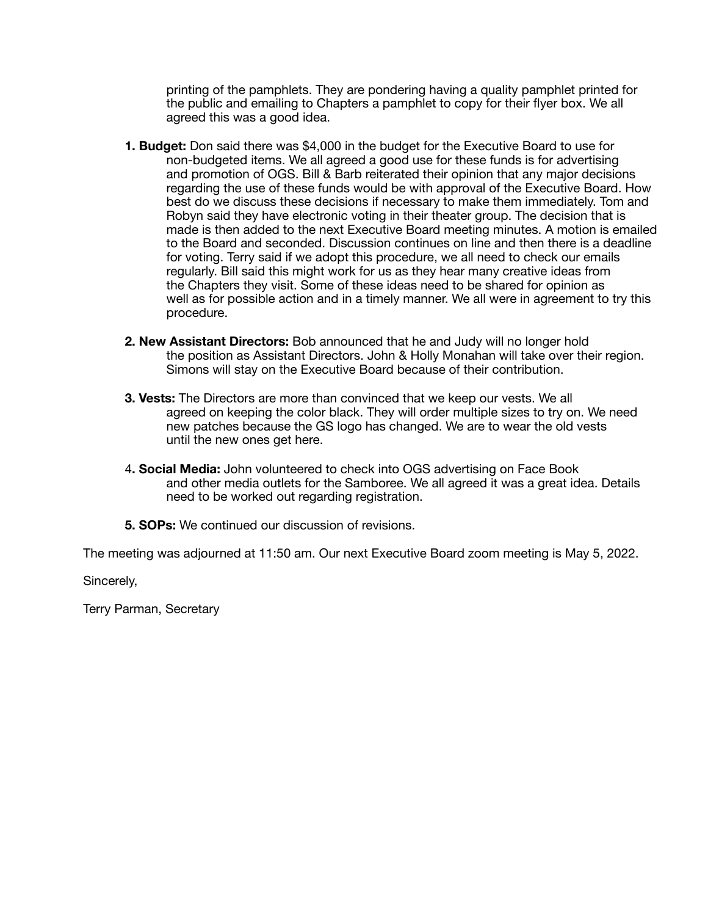printing of the pamphlets. They are pondering having a quality pamphlet printed for the public and emailing to Chapters a pamphlet to copy for their flyer box. We all agreed this was a good idea.

1. **Budget:** Don said there was $4,000 in the budget for the Executive Board to use for non-budgeted items. We all agreed a good use for these funds is for advertising and promotion of OGS. Bill & Barb reiterated their opinion that any major decisions regarding the use of these funds would be with approval of the Executive Board. How best do we discuss these decisions if necessary to make them immediately. Tom and Robyn said they have electronic voting in their theater group. The decision that is made is then added to the next Executive Board meeting minutes. A motion is emailed to the Board and seconded. Discussion continues on line and then there is a deadline for voting. Terry said if we adopt this procedure, we all need to check our emails regularly. Bill said this might work for us as they hear many creative ideas from the Chapters they visit. Some of these ideas need to be shared for opinion as well as for possible action and in a timely manner. We all were in agreement to try this procedure.

2. **New Assistant Directors:** Bob announced that he and Judy will no longer hold the position as Assistant Directors. John & Holly Monahan will take over their region. Simons will stay on the Executive Board because of their contribution.

3. **Vests:** The Directors are more than convinced that we keep our vests. We all agreed on keeping the color black. They will order multiple sizes to try on. We need new patches because the GS logo has changed. We are to wear the old vests until the new ones get here.

4. **Social Media:** John volunteered to check into OGS advertising on Face Book and other media outlets for the Samboree. We all agreed it was a great idea. Details need to be worked out regarding registration.

5. **SOPs:** We continued our discussion of revisions.

The meeting was adjourned at 11:50 am. Our next Executive Board zoom meeting is May 5, 2022.

Sincerely,

Terry Parman, Secretary